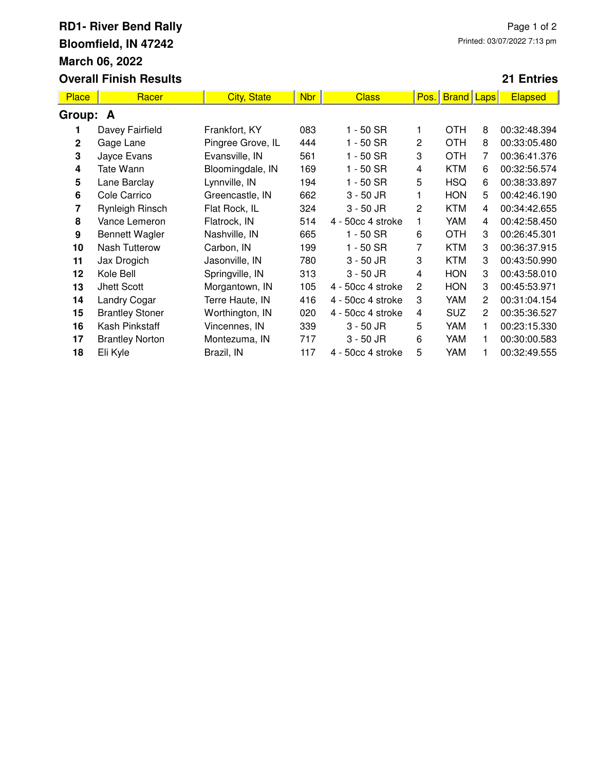# RD1- River Bend Rally

**Bloomfield, IN 47242**

**March 06, 2022**

**Overall Finish Results**

Printed: 03/07/2022 7:13 pm

**21 Entries**

| Place | Racer | City, State | Nbr | Class | Pos. | Brand | Laps | Elapsed |
|---|---|---|---|---|---|---|---|---|
| **Group: A** | | | | | | | | |
| 1 | Davey Fairfield | Frankfort, KY | 083 | 1 - 50 SR | 1 | OTH | 8 | 00:32:48.394 |
| 2 | Gage Lane | Pingree Grove, IL | 444 | 1 - 50 SR | 2 | OTH | 8 | 00:33:05.480 |
| 3 | Jayce Evans | Evansville, IN | 561 | 1 - 50 SR | 3 | OTH | 7 | 00:36:41.376 |
| 4 | Tate Wann | Bloomingdale, IN | 169 | 1 - 50 SR | 4 | KTM | 6 | 00:32:56.574 |
| 5 | Lane Barclay | Lynnville, IN | 194 | 1 - 50 SR | 5 | HSQ | 6 | 00:38:33.897 |
| 6 | Cole Carrico | Greencastle, IN | 662 | 3 - 50 JR | 1 | HON | 5 | 00:42:46.190 |
| 7 | Rynleigh Rinsch | Flat Rock, IL | 324 | 3 - 50 JR | 2 | KTM | 4 | 00:34:42.655 |
| 8 | Vance Lemeron | Flatrock, IN | 514 | 4 - 50cc 4 stroke | 1 | YAM | 4 | 00:42:58.450 |
| 9 | Bennett Wagler | Nashville, IN | 665 | 1 - 50 SR | 6 | OTH | 3 | 00:26:45.301 |
| 10 | Nash Tutterow | Carbon, IN | 199 | 1 - 50 SR | 7 | KTM | 3 | 00:36:37.915 |
| 11 | Jax Drogich | Jasonville, IN | 780 | 3 - 50 JR | 3 | KTM | 3 | 00:43:50.990 |
| 12 | Kole Bell | Springville, IN | 313 | 3 - 50 JR | 4 | HON | 3 | 00:43:58.010 |
| 13 | Jhett Scott | Morgantown, IN | 105 | 4 - 50cc 4 stroke | 2 | HON | 3 | 00:45:53.971 |
| 14 | Landry Cogar | Terre Haute, IN | 416 | 4 - 50cc 4 stroke | 3 | YAM | 2 | 00:31:04.154 |
| 15 | Brantley Stoner | Worthington, IN | 020 | 4 - 50cc 4 stroke | 4 | SUZ | 2 | 00:35:36.527 |
| 16 | Kash Pinkstaff | Vincennes, IN | 339 | 3 - 50 JR | 5 | YAM | 1 | 00:23:15.330 |
| 17 | Brantley Norton | Montezuma, IN | 717 | 3 - 50 JR | 6 | YAM | 1 | 00:30:00.583 |
| 18 | Eli Kyle | Brazil, IN | 117 | 4 - 50cc 4 stroke | 5 | YAM | 1 | 00:32:49.555 |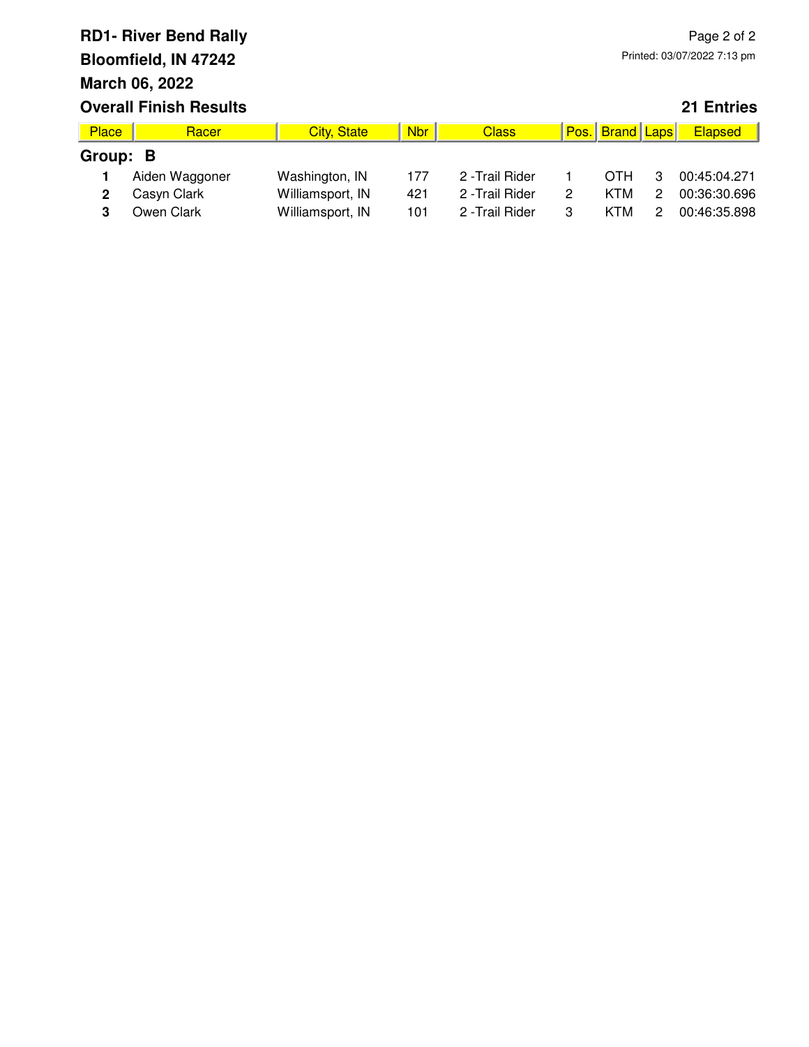**RD1- River Bend Rally**

**Bloomfield, IN 47242**

**March 06, 2022**

**Overall Finish Results**

Printed: 03/07/2022 7:13 pm

**21 Entries**

| Place | Racer | City, State | Nbr | Class | Pos. | Brand | Laps | Elapsed |
|---|---|---|---|---|---|---|---|---|
| **Group: B** | | | | | | | | |
| **1** | Aiden Waggoner | Washington, IN | 177 | 2 -Trail Rider | 1 | OTH | 3 | 00:45:04.271 |
| **2** | Casyn Clark | Williamsport, IN | 421 | 2 -Trail Rider | 2 | KTM | 2 | 00:36:30.696 |
| **3** | Owen Clark | Williamsport, IN | 101 | 2 -Trail Rider | 3 | KTM | 2 | 00:46:35.898 |